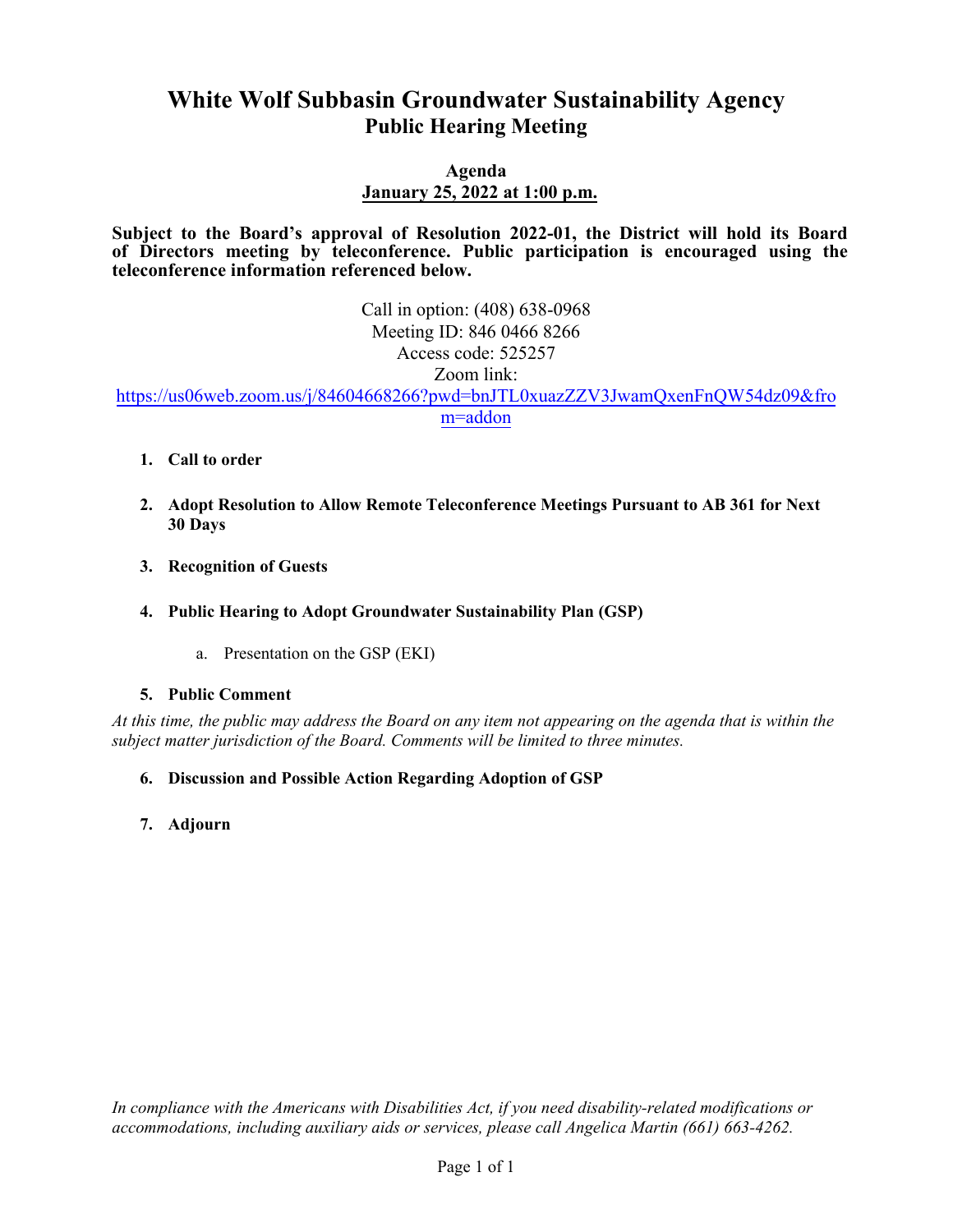# White Wolf Subbasin Groundwater Sustainability Agency

## Public Hearing Meeting

**Agenda**
**January 25, 2022 at 1:00 p.m.**

**Subject to the Board's approval of Resolution 2022-01, the District will hold its Board of Directors meeting by teleconference. Public participation is encouraged using the teleconference information referenced below.**

Call in option: (408) 638-0968
Meeting ID: 846 0466 8266
Access code: 525257
Zoom link:
https://us06web.zoom.us/j/84604668266?pwd=bnJTL0xuazZZV3JwamQxenFnQW54dz09&from=addon

1. **Call to order**

2. **Adopt Resolution to Allow Remote Teleconference Meetings Pursuant to AB 361 for Next 30 Days**

3. **Recognition of Guests**

4. **Public Hearing to Adopt Groundwater Sustainability Plan (GSP)**

   a. Presentation on the GSP (EKI)

5. **Public Comment**

*At this time, the public may address the Board on any item not appearing on the agenda that is within the subject matter jurisdiction of the Board. Comments will be limited to three minutes.*

6. **Discussion and Possible Action Regarding Adoption of GSP**

7. **Adjourn**

*In compliance with the Americans with Disabilities Act, if you need disability-related modifications or accommodations, including auxiliary aids or services, please call Angelica Martin (661) 663-4262.*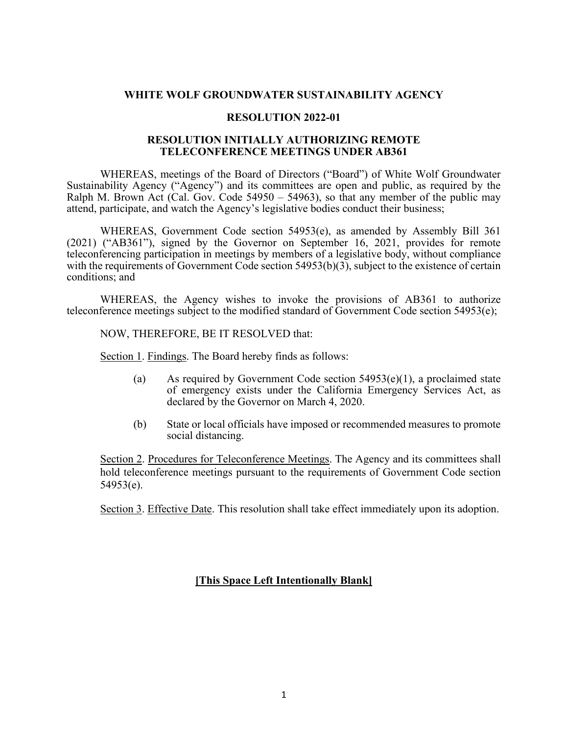**WHITE WOLF GROUNDWATER SUSTAINABILITY AGENCY**

**RESOLUTION 2022-01**

**RESOLUTION INITIALLY AUTHORIZING REMOTE TELECONFERENCE MEETINGS UNDER AB361**

WHEREAS, meetings of the Board of Directors ("Board") of White Wolf Groundwater Sustainability Agency ("Agency") and its committees are open and public, as required by the Ralph M. Brown Act (Cal. Gov. Code 54950 – 54963), so that any member of the public may attend, participate, and watch the Agency's legislative bodies conduct their business;

WHEREAS, Government Code section 54953(e), as amended by Assembly Bill 361 (2021) ("AB361"), signed by the Governor on September 16, 2021, provides for remote teleconferencing participation in meetings by members of a legislative body, without compliance with the requirements of Government Code section 54953(b)(3), subject to the existence of certain conditions; and

WHEREAS, the Agency wishes to invoke the provisions of AB361 to authorize teleconference meetings subject to the modified standard of Government Code section 54953(e);

NOW, THEREFORE, BE IT RESOLVED that:

Section 1. Findings. The Board hereby finds as follows:

(a) As required by Government Code section 54953(e)(1), a proclaimed state of emergency exists under the California Emergency Services Act, as declared by the Governor on March 4, 2020.

(b) State or local officials have imposed or recommended measures to promote social distancing.

Section 2. Procedures for Teleconference Meetings. The Agency and its committees shall hold teleconference meetings pursuant to the requirements of Government Code section 54953(e).

Section 3. Effective Date. This resolution shall take effect immediately upon its adoption.

**[This Space Left Intentionally Blank]**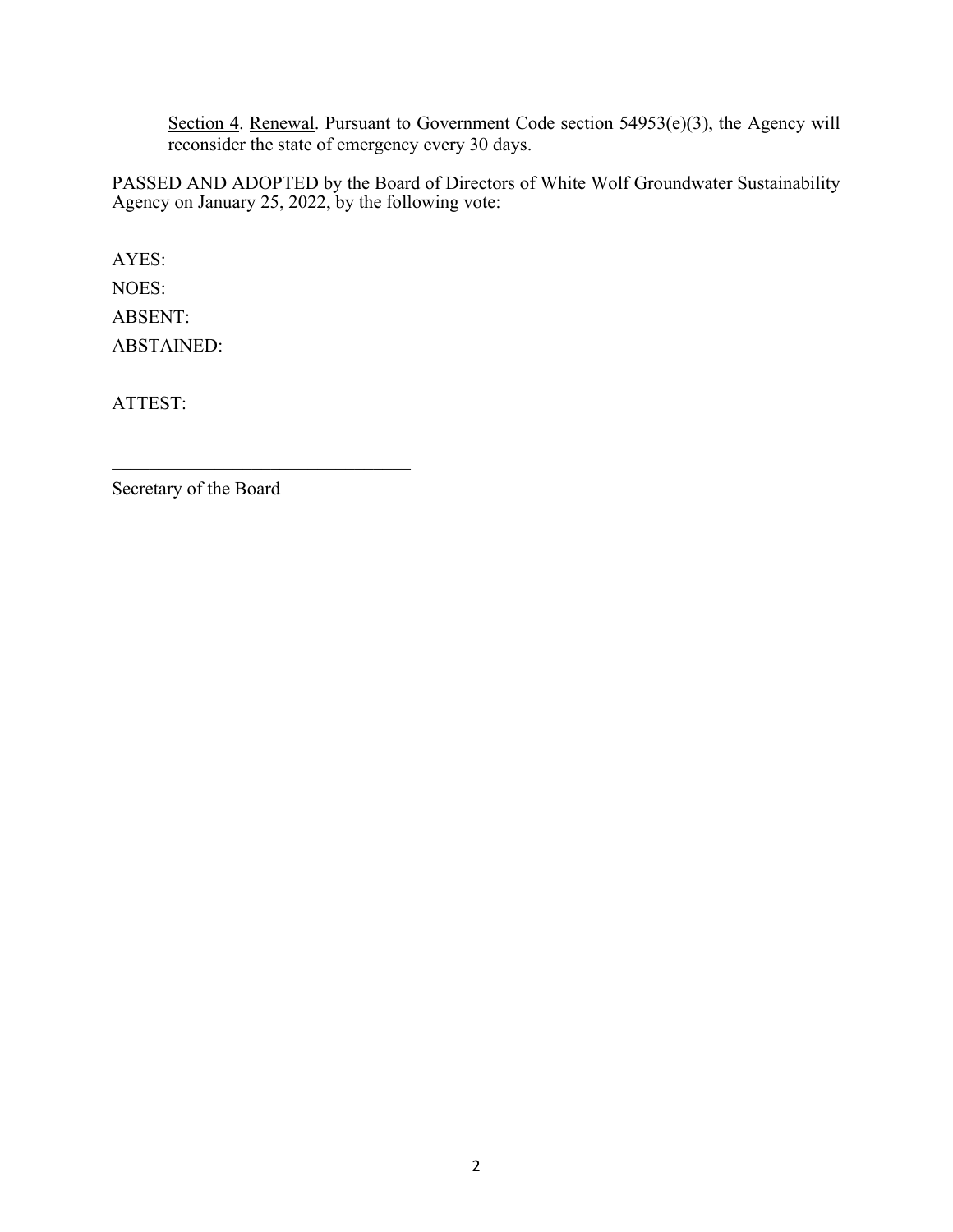Section 4. Renewal. Pursuant to Government Code section 54953(e)(3), the Agency will reconsider the state of emergency every 30 days.

PASSED AND ADOPTED by the Board of Directors of White Wolf Groundwater Sustainability Agency on January 25, 2022, by the following vote:

AYES:

NOES:

ABSENT:

ABSTAINED:

ATTEST:

\_\_\_\_\_\_\_\_\_\_\_\_\_\_\_\_\_\_\_\_\_\_\_\_\_\_\_\_\_\_\_\_

Secretary of the Board